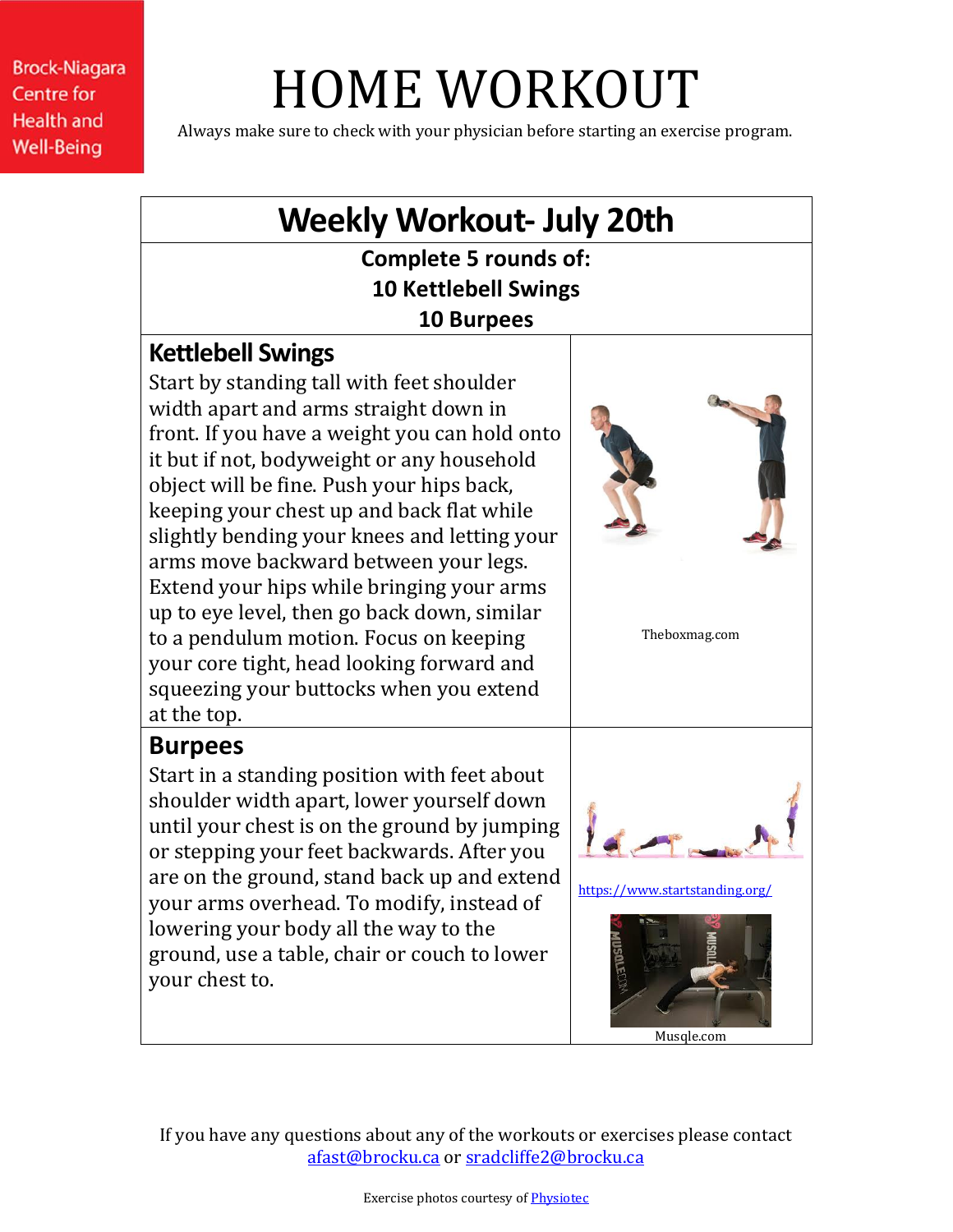Brock-Niagara Centre for Health and Well-Being

# HOME WORKOUT

Always make sure to check with your physician before starting an exercise program.

## Weekly Workout- July 20th

**Complete 5 rounds of:**
**10 Kettlebell Swings**
**10 Burpees**

### Kettlebell Swings

Start by standing tall with feet shoulder width apart and arms straight down in front. If you have a weight you can hold onto it but if not, bodyweight or any household object will be fine. Push your hips back, keeping your chest up and back flat while slightly bending your knees and letting your arms move backward between your legs. Extend your hips while bringing your arms up to eye level, then go back down, similar to a pendulum motion. Focus on keeping your core tight, head looking forward and squeezing your buttocks when you extend at the top.

Theboxmag.com

### Burpees

Start in a standing position with feet about shoulder width apart, lower yourself down until your chest is on the ground by jumping or stepping your feet backwards. After you are on the ground, stand back up and extend your arms overhead. To modify, instead of lowering your body all the way to the ground, use a table, chair or couch to lower your chest to.

https://www.startstanding.org/

Musqle.com

If you have any questions about any of the workouts or exercises please contact afast@brocku.ca or sradcliffe2@brocku.ca

Exercise photos courtesy of Physiotec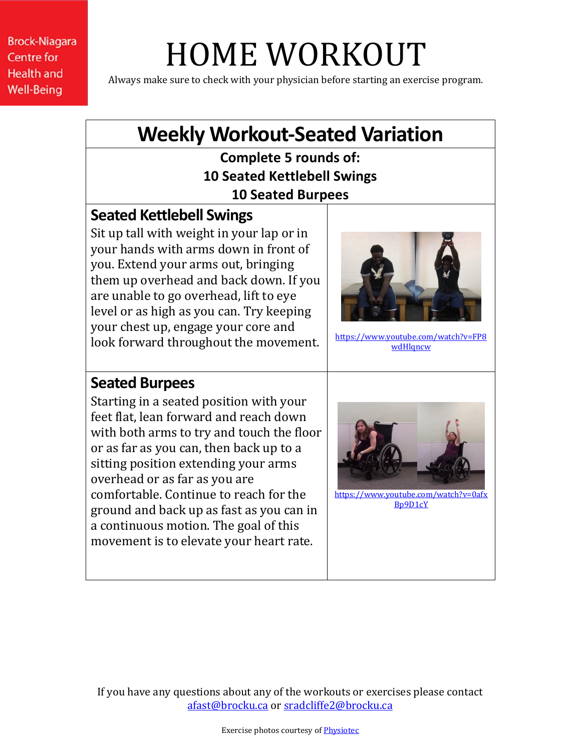Brock-Niagara Centre for Health and Well-Being

# HOME WORKOUT

Always make sure to check with your physician before starting an exercise program.

## Weekly Workout-Seated Variation

**Complete 5 rounds of:**
**10 Seated Kettlebell Swings**
**10 Seated Burpees**

### Seated Kettlebell Swings

Sit up tall with weight in your lap or in your hands with arms down in front of you. Extend your arms out, bringing them up overhead and back down. If you are unable to go overhead, lift to eye level or as high as you can. Try keeping your chest up, engage your core and look forward throughout the movement.

https://www.youtube.com/watch?v=FP8wdHlqncw

### Seated Burpees

Starting in a seated position with your feet flat, lean forward and reach down with both arms to try and touch the floor or as far as you can, then back up to a sitting position extending your arms overhead or as far as you are comfortable. Continue to reach for the ground and back up as fast as you can in a continuous motion. The goal of this movement is to elevate your heart rate.

https://www.youtube.com/watch?v=0afxBp9D1cY

If you have any questions about any of the workouts or exercises please contact afast@brocku.ca or sradcliffe2@brocku.ca

Exercise photos courtesy of Physiotec